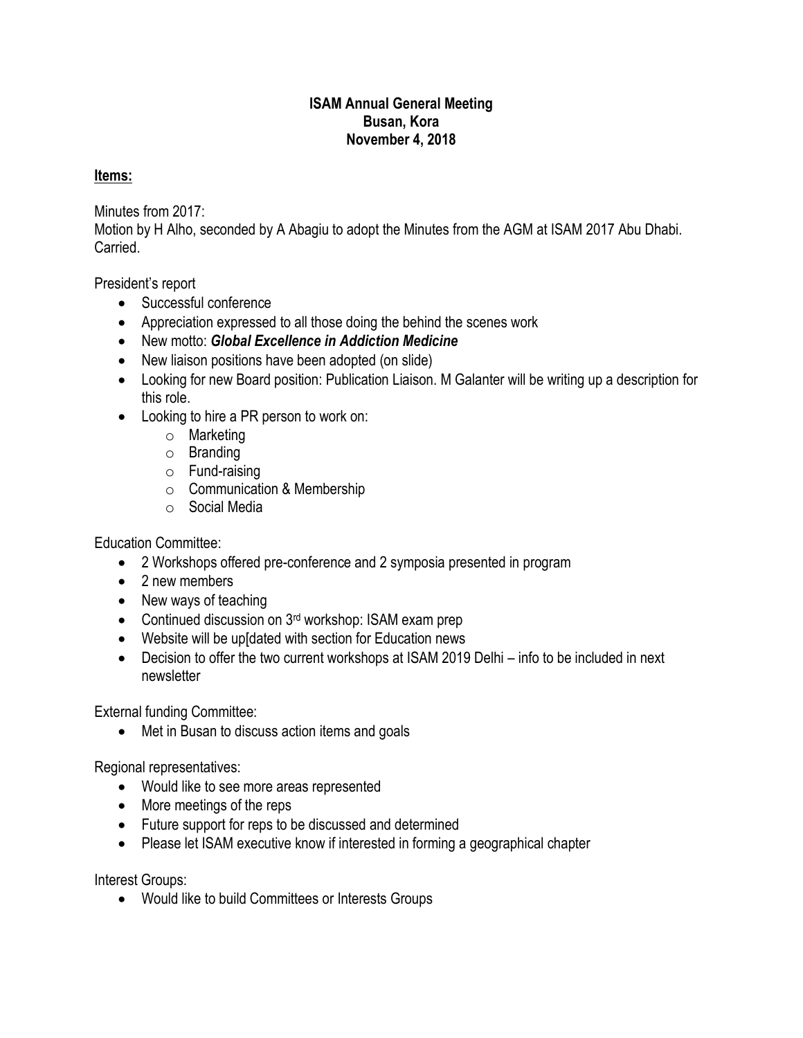**ISAM Annual General Meeting**
**Busan, Kora**
**November 4, 2018**

**Items:**

Minutes from 2017:
Motion by H Alho, seconded by A Abagiu to adopt the Minutes from the AGM at ISAM 2017 Abu Dhabi. Carried.

President's report

- Successful conference
- Appreciation expressed to all those doing the behind the scenes work
- New motto: ***Global Excellence in Addiction Medicine***
- New liaison positions have been adopted (on slide)
- Looking for new Board position: Publication Liaison. M Galanter will be writing up a description for this role.
- Looking to hire a PR person to work on:
  - Marketing
  - Branding
  - Fund-raising
  - Communication & Membership
  - Social Media

Education Committee:

- 2 Workshops offered pre-conference and 2 symposia presented in program
- 2 new members
- New ways of teaching
- Continued discussion on 3rd workshop: ISAM exam prep
- Website will be up[dated with section for Education news
- Decision to offer the two current workshops at ISAM 2019 Delhi – info to be included in next newsletter

External funding Committee:

- Met in Busan to discuss action items and goals

Regional representatives:

- Would like to see more areas represented
- More meetings of the reps
- Future support for reps to be discussed and determined
- Please let ISAM executive know if interested in forming a geographical chapter

Interest Groups:

- Would like to build Committees or Interests Groups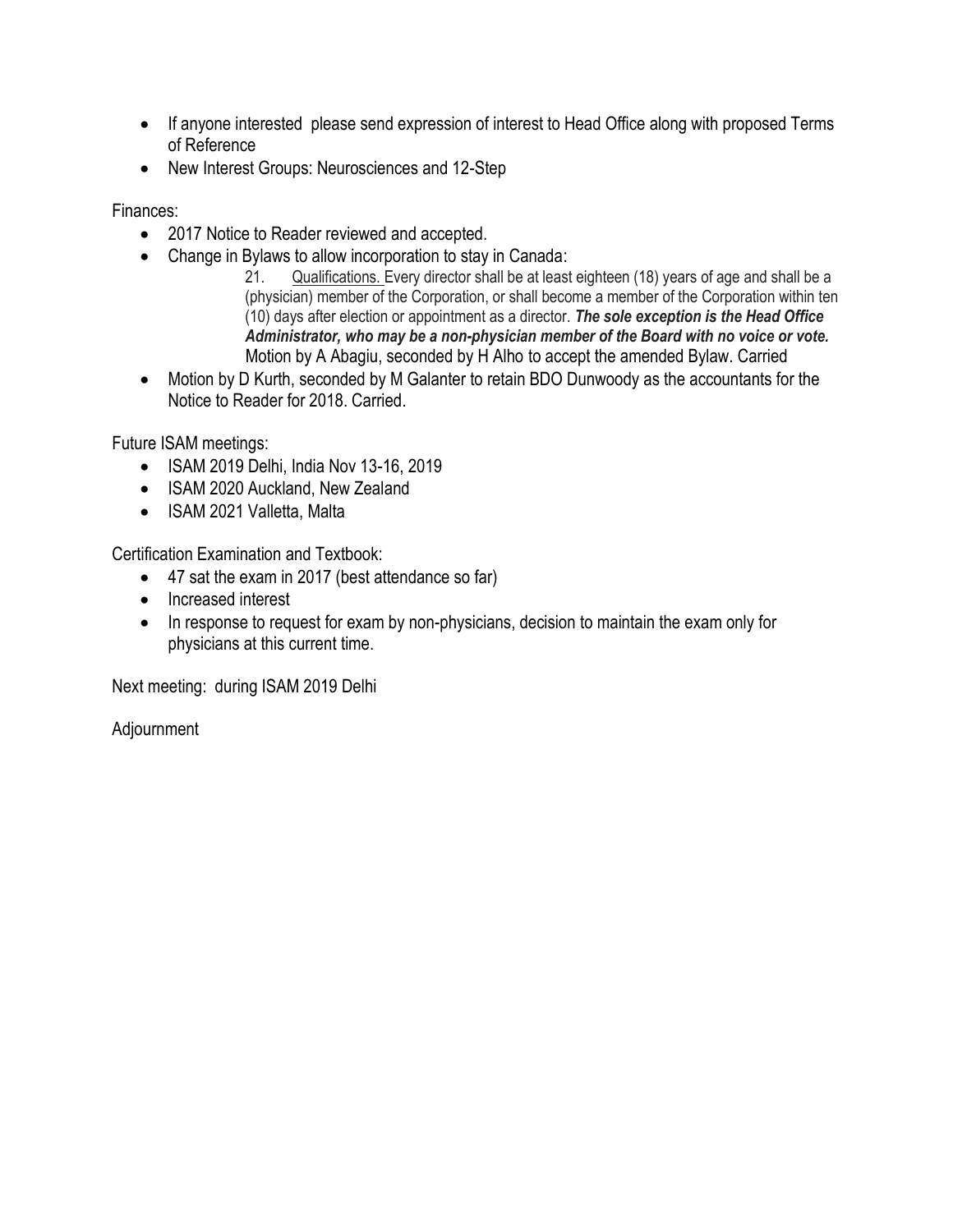- If anyone interested please send expression of interest to Head Office along with proposed Terms of Reference
- New Interest Groups: Neurosciences and 12-Step

Finances:

- 2017 Notice to Reader reviewed and accepted.
- Change in Bylaws to allow incorporation to stay in Canada:

  21. Qualifications. Every director shall be at least eighteen (18) years of age and shall be a (physician) member of the Corporation, or shall become a member of the Corporation within ten (10) days after election or appointment as a director. ***The sole exception is the Head Office Administrator, who may be a non-physician member of the Board with no voice or vote.***

  Motion by A Abagiu, seconded by H Alho to accept the amended Bylaw. Carried
- Motion by D Kurth, seconded by M Galanter to retain BDO Dunwoody as the accountants for the Notice to Reader for 2018. Carried.

Future ISAM meetings:

- ISAM 2019 Delhi, India Nov 13-16, 2019
- ISAM 2020 Auckland, New Zealand
- ISAM 2021 Valletta, Malta

Certification Examination and Textbook:

- 47 sat the exam in 2017 (best attendance so far)
- Increased interest
- In response to request for exam by non-physicians, decision to maintain the exam only for physicians at this current time.

Next meeting: during ISAM 2019 Delhi

Adjournment